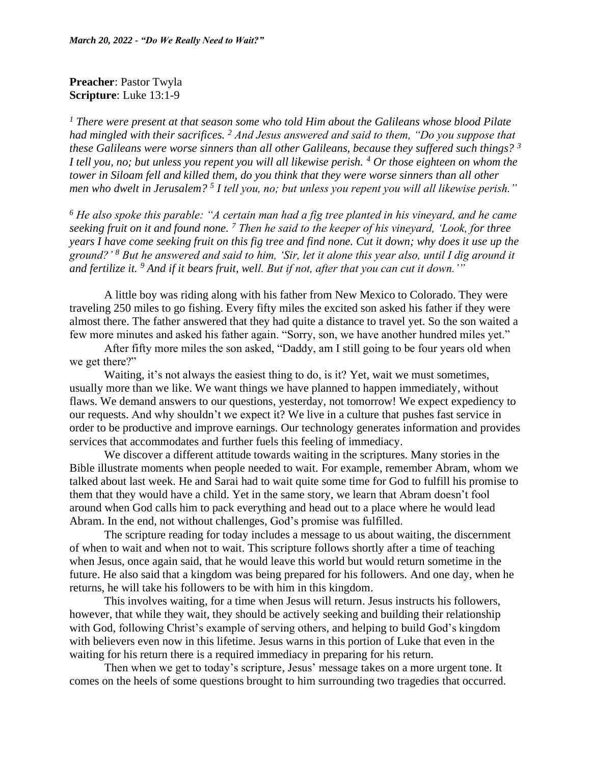*March 20, 2022 - "Do We Really Need to Wait?"*

**Preacher**: Pastor Twyla
**Scripture**: Luke 13:1-9

*[1] There were present at that season some who told Him about the Galileans whose blood Pilate had mingled with their sacrifices. [2] And Jesus answered and said to them, "Do you suppose that these Galileans were worse sinners than all other Galileans, because they suffered such things? [3] I tell you, no; but unless you repent you will all likewise perish. [4] Or those eighteen on whom the tower in Siloam fell and killed them, do you think that they were worse sinners than all other men who dwelt in Jerusalem? [5] I tell you, no; but unless you repent you will all likewise perish."*

*[6] He also spoke this parable: "A certain man had a fig tree planted in his vineyard, and he came seeking fruit on it and found none. [7] Then he said to the keeper of his vineyard, 'Look, for three years I have come seeking fruit on this fig tree and find none. Cut it down; why does it use up the ground?' [8] But he answered and said to him, 'Sir, let it alone this year also, until I dig around it and fertilize it. [9] And if it bears fruit, well. But if not, after that you can cut it down.'"*

A little boy was riding along with his father from New Mexico to Colorado. They were traveling 250 miles to go fishing. Every fifty miles the excited son asked his father if they were almost there. The father answered that they had quite a distance to travel yet. So the son waited a few more minutes and asked his father again. "Sorry, son, we have another hundred miles yet."

After fifty more miles the son asked, "Daddy, am I still going to be four years old when we get there?"

Waiting, it's not always the easiest thing to do, is it? Yet, wait we must sometimes, usually more than we like. We want things we have planned to happen immediately, without flaws. We demand answers to our questions, yesterday, not tomorrow! We expect expediency to our requests. And why shouldn't we expect it? We live in a culture that pushes fast service in order to be productive and improve earnings. Our technology generates information and provides services that accommodates and further fuels this feeling of immediacy.

We discover a different attitude towards waiting in the scriptures. Many stories in the Bible illustrate moments when people needed to wait. For example, remember Abram, whom we talked about last week. He and Sarai had to wait quite some time for God to fulfill his promise to them that they would have a child. Yet in the same story, we learn that Abram doesn't fool around when God calls him to pack everything and head out to a place where he would lead Abram. In the end, not without challenges, God's promise was fulfilled.

The scripture reading for today includes a message to us about waiting, the discernment of when to wait and when not to wait. This scripture follows shortly after a time of teaching when Jesus, once again said, that he would leave this world but would return sometime in the future. He also said that a kingdom was being prepared for his followers. And one day, when he returns, he will take his followers to be with him in this kingdom.

This involves waiting, for a time when Jesus will return. Jesus instructs his followers, however, that while they wait, they should be actively seeking and building their relationship with God, following Christ's example of serving others, and helping to build God's kingdom with believers even now in this lifetime. Jesus warns in this portion of Luke that even in the waiting for his return there is a required immediacy in preparing for his return.

Then when we get to today's scripture, Jesus' message takes on a more urgent tone. It comes on the heels of some questions brought to him surrounding two tragedies that occurred.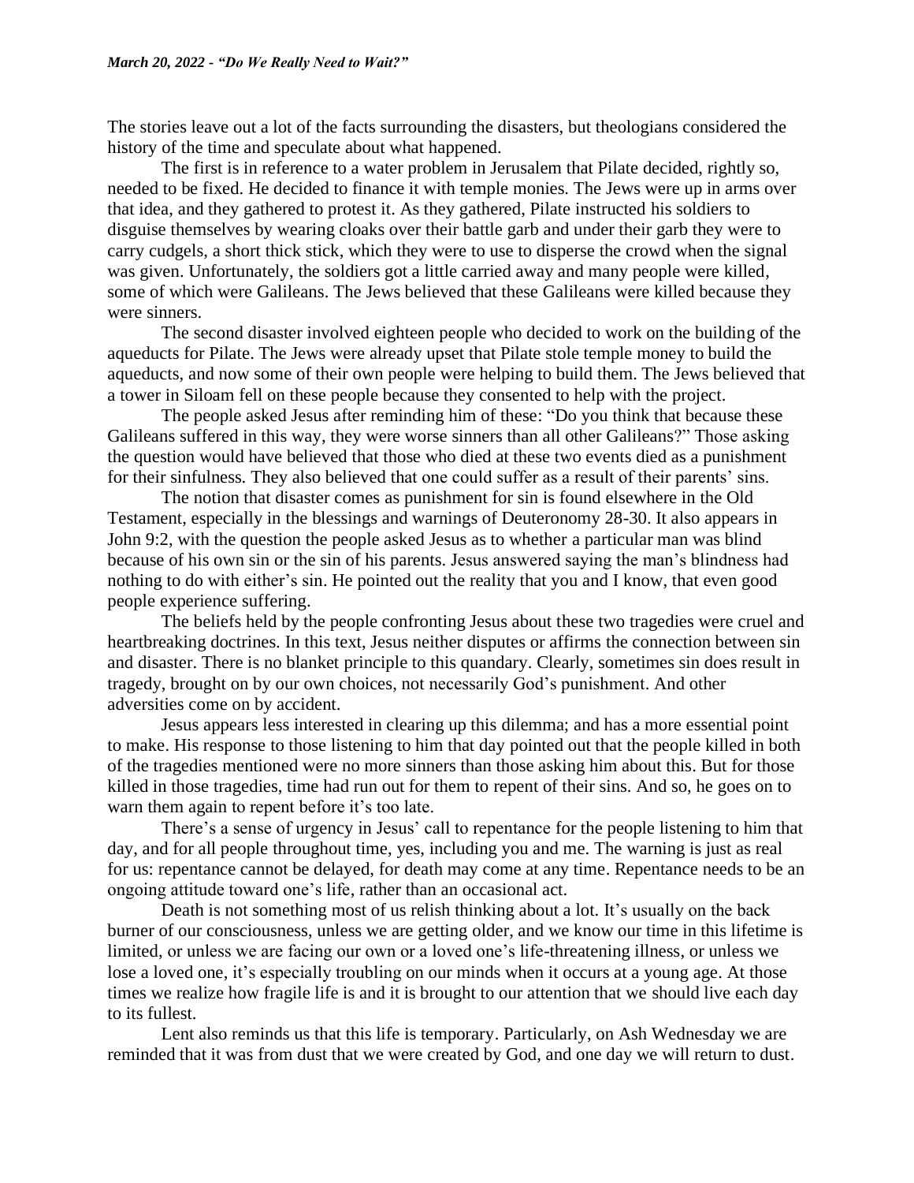The stories leave out a lot of the facts surrounding the disasters, but theologians considered the history of the time and speculate about what happened.

The first is in reference to a water problem in Jerusalem that Pilate decided, rightly so, needed to be fixed. He decided to finance it with temple monies. The Jews were up in arms over that idea, and they gathered to protest it. As they gathered, Pilate instructed his soldiers to disguise themselves by wearing cloaks over their battle garb and under their garb they were to carry cudgels, a short thick stick, which they were to use to disperse the crowd when the signal was given. Unfortunately, the soldiers got a little carried away and many people were killed, some of which were Galileans. The Jews believed that these Galileans were killed because they were sinners.

The second disaster involved eighteen people who decided to work on the building of the aqueducts for Pilate. The Jews were already upset that Pilate stole temple money to build the aqueducts, and now some of their own people were helping to build them. The Jews believed that a tower in Siloam fell on these people because they consented to help with the project.

The people asked Jesus after reminding him of these: "Do you think that because these Galileans suffered in this way, they were worse sinners than all other Galileans?" Those asking the question would have believed that those who died at these two events died as a punishment for their sinfulness. They also believed that one could suffer as a result of their parents' sins.

The notion that disaster comes as punishment for sin is found elsewhere in the Old Testament, especially in the blessings and warnings of Deuteronomy 28-30. It also appears in John 9:2, with the question the people asked Jesus as to whether a particular man was blind because of his own sin or the sin of his parents. Jesus answered saying the man's blindness had nothing to do with either's sin. He pointed out the reality that you and I know, that even good people experience suffering.

The beliefs held by the people confronting Jesus about these two tragedies were cruel and heartbreaking doctrines. In this text, Jesus neither disputes or affirms the connection between sin and disaster. There is no blanket principle to this quandary. Clearly, sometimes sin does result in tragedy, brought on by our own choices, not necessarily God's punishment. And other adversities come on by accident.

Jesus appears less interested in clearing up this dilemma; and has a more essential point to make. His response to those listening to him that day pointed out that the people killed in both of the tragedies mentioned were no more sinners than those asking him about this. But for those killed in those tragedies, time had run out for them to repent of their sins. And so, he goes on to warn them again to repent before it's too late.

There's a sense of urgency in Jesus' call to repentance for the people listening to him that day, and for all people throughout time, yes, including you and me. The warning is just as real for us: repentance cannot be delayed, for death may come at any time. Repentance needs to be an ongoing attitude toward one's life, rather than an occasional act.

Death is not something most of us relish thinking about a lot. It's usually on the back burner of our consciousness, unless we are getting older, and we know our time in this lifetime is limited, or unless we are facing our own or a loved one's life-threatening illness, or unless we lose a loved one, it's especially troubling on our minds when it occurs at a young age. At those times we realize how fragile life is and it is brought to our attention that we should live each day to its fullest.

Lent also reminds us that this life is temporary. Particularly, on Ash Wednesday we are reminded that it was from dust that we were created by God, and one day we will return to dust.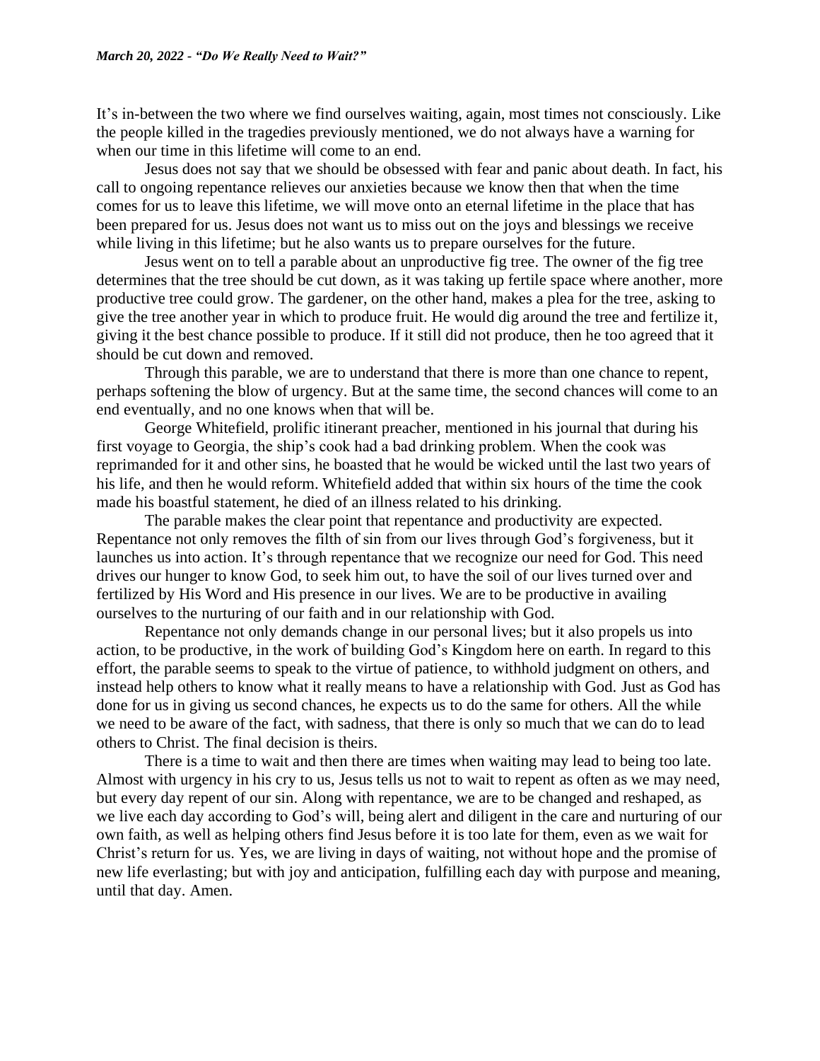It's in-between the two where we find ourselves waiting, again, most times not consciously. Like the people killed in the tragedies previously mentioned, we do not always have a warning for when our time in this lifetime will come to an end.

Jesus does not say that we should be obsessed with fear and panic about death. In fact, his call to ongoing repentance relieves our anxieties because we know then that when the time comes for us to leave this lifetime, we will move onto an eternal lifetime in the place that has been prepared for us. Jesus does not want us to miss out on the joys and blessings we receive while living in this lifetime; but he also wants us to prepare ourselves for the future.

Jesus went on to tell a parable about an unproductive fig tree. The owner of the fig tree determines that the tree should be cut down, as it was taking up fertile space where another, more productive tree could grow. The gardener, on the other hand, makes a plea for the tree, asking to give the tree another year in which to produce fruit. He would dig around the tree and fertilize it, giving it the best chance possible to produce. If it still did not produce, then he too agreed that it should be cut down and removed.

Through this parable, we are to understand that there is more than one chance to repent, perhaps softening the blow of urgency. But at the same time, the second chances will come to an end eventually, and no one knows when that will be.

George Whitefield, prolific itinerant preacher, mentioned in his journal that during his first voyage to Georgia, the ship's cook had a bad drinking problem. When the cook was reprimanded for it and other sins, he boasted that he would be wicked until the last two years of his life, and then he would reform. Whitefield added that within six hours of the time the cook made his boastful statement, he died of an illness related to his drinking.

The parable makes the clear point that repentance and productivity are expected. Repentance not only removes the filth of sin from our lives through God's forgiveness, but it launches us into action. It's through repentance that we recognize our need for God. This need drives our hunger to know God, to seek him out, to have the soil of our lives turned over and fertilized by His Word and His presence in our lives. We are to be productive in availing ourselves to the nurturing of our faith and in our relationship with God.

Repentance not only demands change in our personal lives; but it also propels us into action, to be productive, in the work of building God's Kingdom here on earth. In regard to this effort, the parable seems to speak to the virtue of patience, to withhold judgment on others, and instead help others to know what it really means to have a relationship with God. Just as God has done for us in giving us second chances, he expects us to do the same for others. All the while we need to be aware of the fact, with sadness, that there is only so much that we can do to lead others to Christ. The final decision is theirs.

There is a time to wait and then there are times when waiting may lead to being too late. Almost with urgency in his cry to us, Jesus tells us not to wait to repent as often as we may need, but every day repent of our sin. Along with repentance, we are to be changed and reshaped, as we live each day according to God's will, being alert and diligent in the care and nurturing of our own faith, as well as helping others find Jesus before it is too late for them, even as we wait for Christ's return for us. Yes, we are living in days of waiting, not without hope and the promise of new life everlasting; but with joy and anticipation, fulfilling each day with purpose and meaning, until that day. Amen.